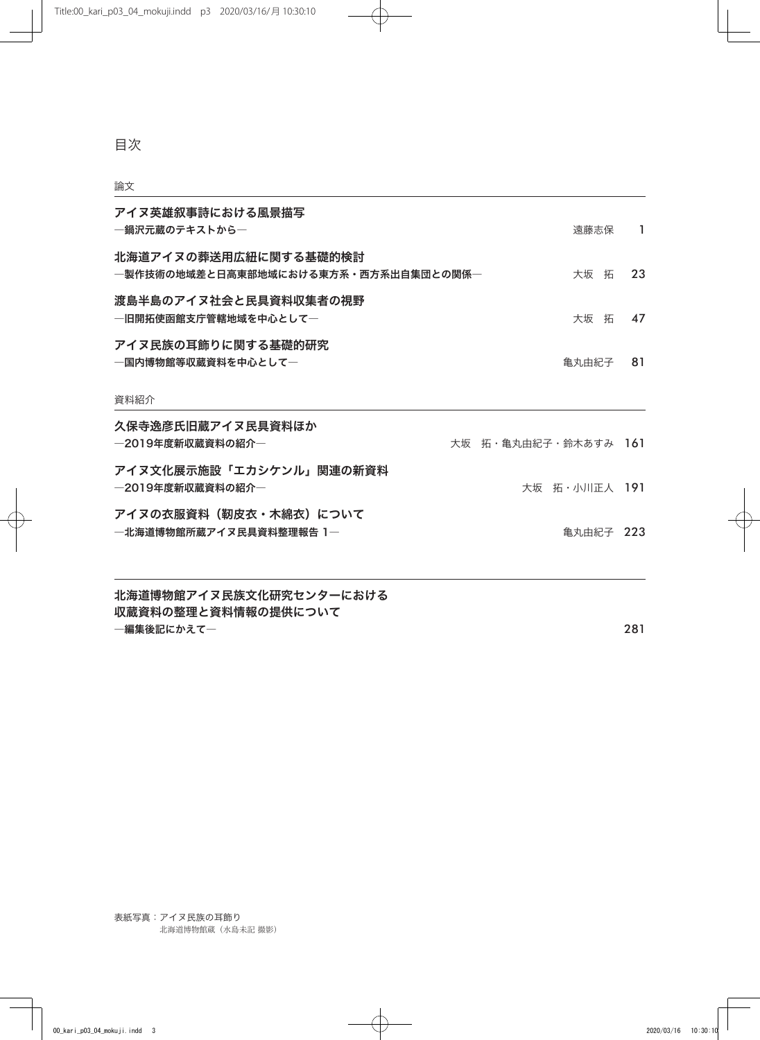# 目次

## 論文

**アイヌ英雄叙事詩における風景描写**
**—鍋沢元蔵のテキストから—** 遠藤志保 1

**北海道アイヌの葬送用広紐に関する基礎的検討**
**—製作技術の地域差と日高東部地域における東方系・西方系出自集団との関係—** 大坂 拓 23

**渡島半島のアイヌ社会と民具資料収集者の視野**
**—旧開拓使函館支庁管轄地域を中心として—** 大坂 拓 47

**アイヌ民族の耳飾りに関する基礎的研究**
**—国内博物館等収蔵資料を中心として—** 亀丸由紀子 81

## 資料紹介

**久保寺逸彦氏旧蔵アイヌ民具資料ほか**
**—2019年度新収蔵資料の紹介—** 大坂 拓・亀丸由紀子・鈴木あすみ 161

**アイヌ文化展示施設「エカシケンル」関連の新資料**
**—2019年度新収蔵資料の紹介—** 大坂 拓・小川正人 191

**アイヌの衣服資料（靭皮衣・木綿衣）について**
**—北海道博物館所蔵アイヌ民具資料整理報告 1—** 亀丸由紀子 223

---

**北海道博物館アイヌ民族文化研究センターにおける**
**収蔵資料の整理と資料情報の提供について**
**—編集後記にかえて—** 281

表紙写真：アイヌ民族の耳飾り
北海道博物館蔵（水島未記 撮影）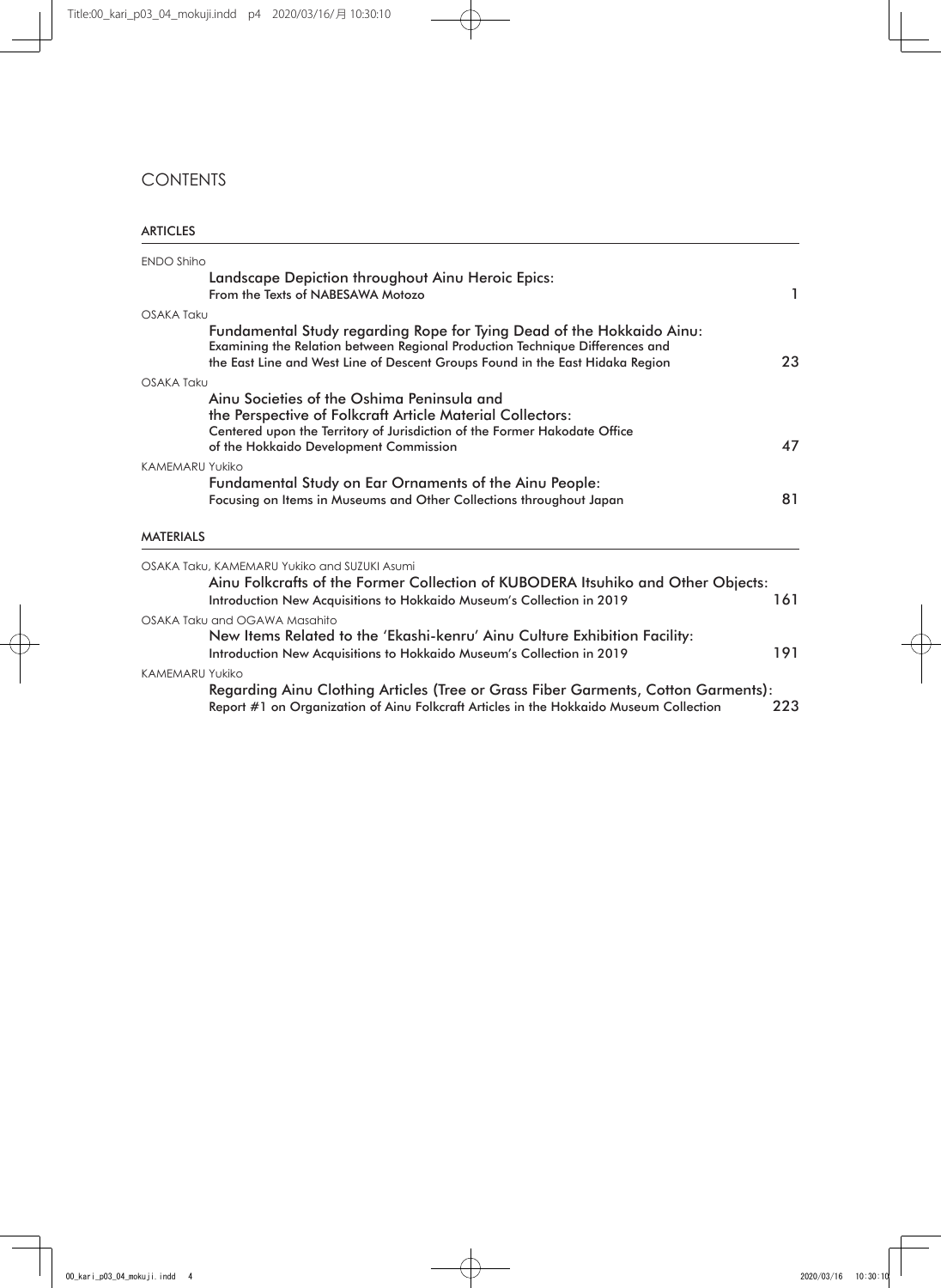# CONTENTS

## ARTICLES

ENDO Shiho

**Landscape Depiction throughout Ainu Heroic Epics:**
From the Texts of NABESAWA Motozo — 1

OSAKA Taku

**Fundamental Study regarding Rope for Tying Dead of the Hokkaido Ainu:**
Examining the Relation between Regional Production Technique Differences and the East Line and West Line of Descent Groups Found in the East Hidaka Region — 23

OSAKA Taku

**Ainu Societies of the Oshima Peninsula and the Perspective of Folkcraft Article Material Collectors:**
Centered upon the Territory of Jurisdiction of the Former Hakodate Office of the Hokkaido Development Commission — 47

KAMEMARU Yukiko

**Fundamental Study on Ear Ornaments of the Ainu People:**
Focusing on Items in Museums and Other Collections throughout Japan — 81

## MATERIALS

OSAKA Taku, KAMEMARU Yukiko and SUZUKI Asumi

**Ainu Folkcrafts of the Former Collection of KUBODERA Itsuhiko and Other Objects:**
Introduction New Acquisitions to Hokkaido Museum's Collection in 2019 — 161

OSAKA Taku and OGAWA Masahito

**New Items Related to the 'Ekashi-kenru' Ainu Culture Exhibition Facility:**
Introduction New Acquisitions to Hokkaido Museum's Collection in 2019 — 191

KAMEMARU Yukiko

**Regarding Ainu Clothing Articles (Tree or Grass Fiber Garments, Cotton Garments):**
Report #1 on Organization of Ainu Folkcraft Articles in the Hokkaido Museum Collection — 223